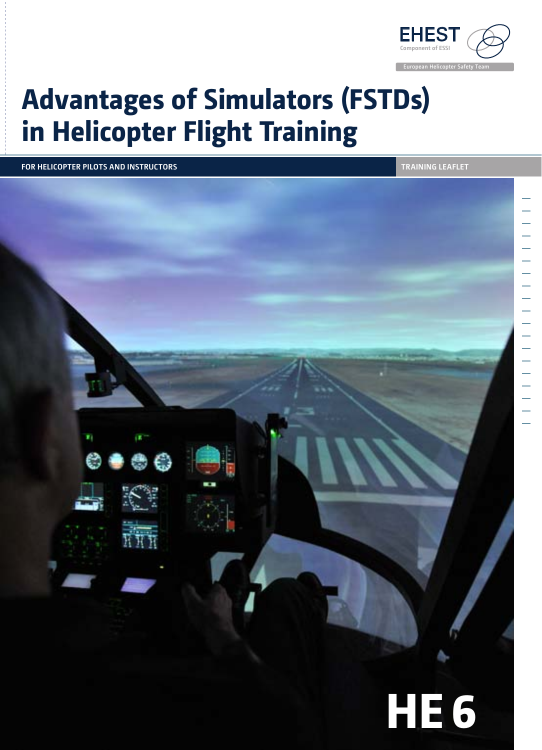EHEST

Component of ESSI

European Helicopter Safety Team

# Advantages of Simulators (FSTDs) in Helicopter Flight Training

**FOR HELICOPTER PILOTS AND INSTRUCTORS**

**TRAINING LEAFLET**

**HE 6**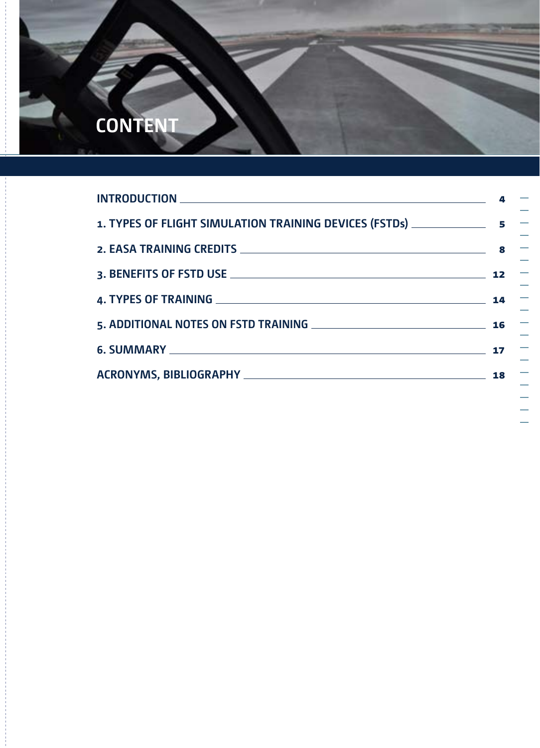# CONTENT

| | |
|---|---|
| INTRODUCTION | 4 |
| 1. TYPES OF FLIGHT SIMULATION TRAINING DEVICES (FSTDs) | 5 |
| 2. EASA TRAINING CREDITS | 8 |
| 3. BENEFITS OF FSTD USE | 12 |
| 4. TYPES OF TRAINING | 14 |
| 5. ADDITIONAL NOTES ON FSTD TRAINING | 16 |
| 6. SUMMARY | 17 |
| ACRONYMS, BIBLIOGRAPHY | 18 |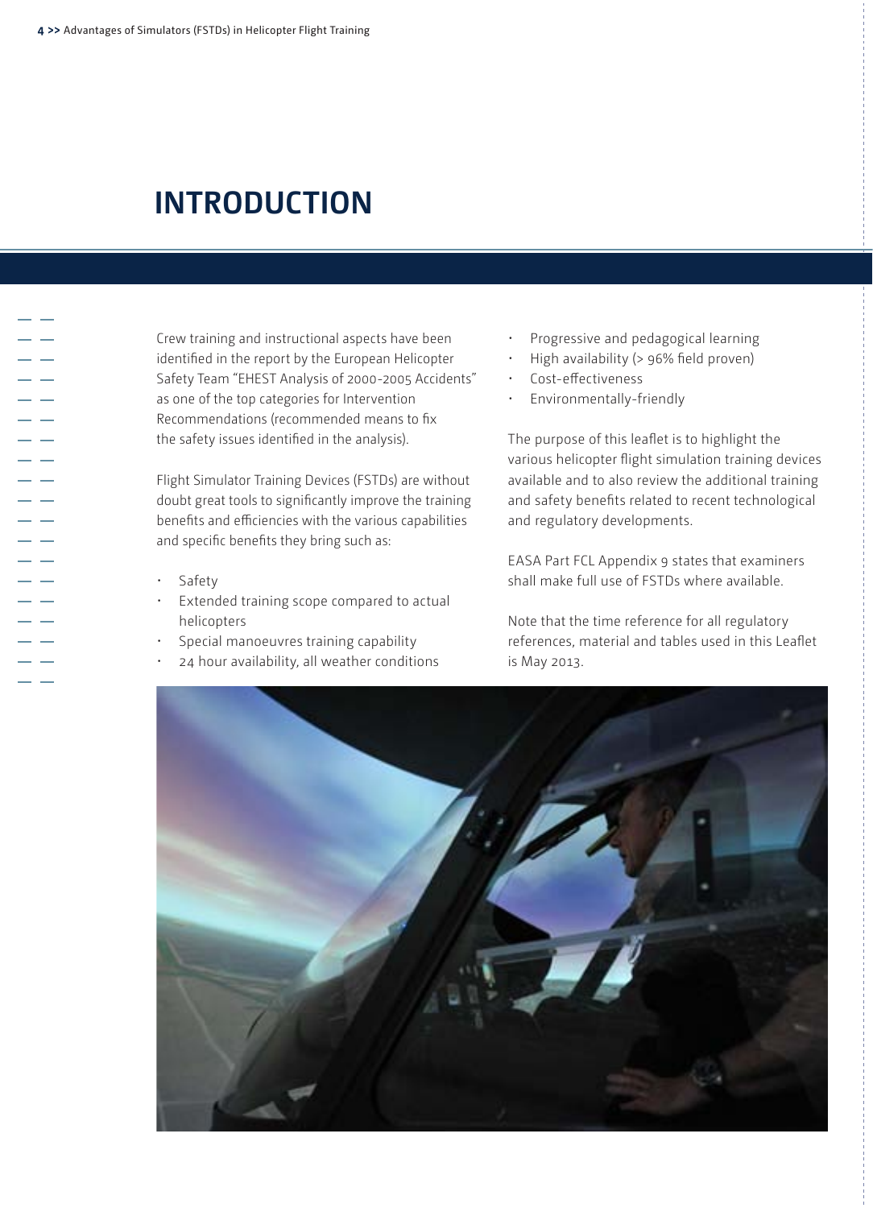# INTRODUCTION

Crew training and instructional aspects have been identified in the report by the European Helicopter Safety Team "EHEST Analysis of 2000-2005 Accidents" as one of the top categories for Intervention Recommendations (recommended means to fix the safety issues identified in the analysis).

Flight Simulator Training Devices (FSTDs) are without doubt great tools to significantly improve the training benefits and efficiencies with the various capabilities and specific benefits they bring such as:

- Safety
- Extended training scope compared to actual helicopters
- Special manoeuvres training capability
- 24 hour availability, all weather conditions
- Progressive and pedagogical learning
- High availability (> 96% field proven)
- Cost-effectiveness
- Environmentally-friendly

The purpose of this leaflet is to highlight the various helicopter flight simulation training devices available and to also review the additional training and safety benefits related to recent technological and regulatory developments.

EASA Part FCL Appendix 9 states that examiners shall make full use of FSTDs where available.

Note that the time reference for all regulatory references, material and tables used in this Leaflet is May 2013.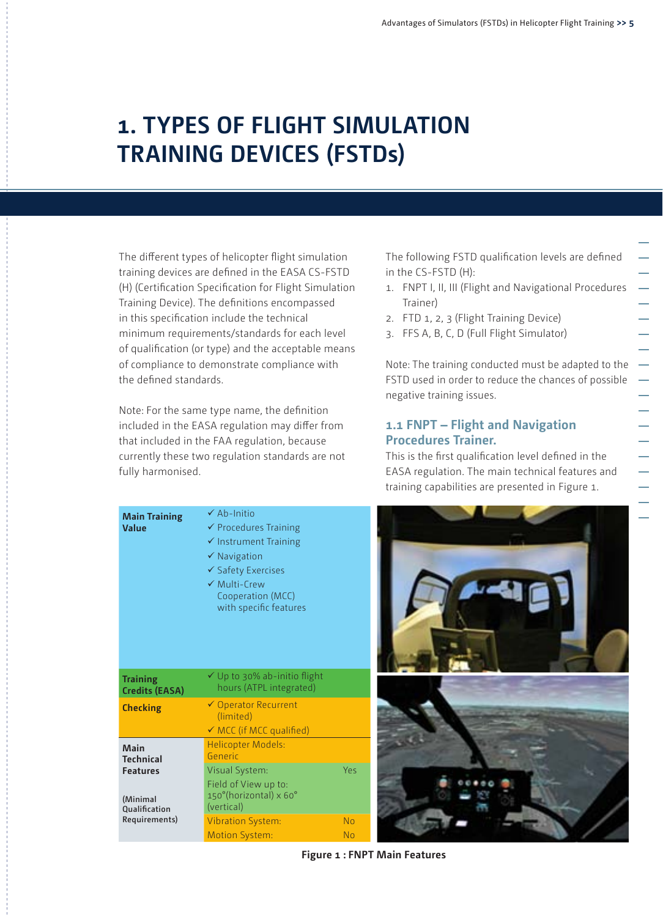# 1. TYPES OF FLIGHT SIMULATION TRAINING DEVICES (FSTDs)

The different types of helicopter flight simulation training devices are defined in the EASA CS-FSTD (H) (Certification Specification for Flight Simulation Training Device). The definitions encompassed in this specification include the technical minimum requirements/standards for each level of qualification (or type) and the acceptable means of compliance to demonstrate compliance with the defined standards.

Note: For the same type name, the definition included in the EASA regulation may differ from that included in the FAA regulation, because currently these two regulation standards are not fully harmonised.

The following FSTD qualification levels are defined in the CS-FSTD (H):

1. FNPT I, II, III (Flight and Navigational Procedures Trainer)
2. FTD 1, 2, 3 (Flight Training Device)
3. FFS A, B, C, D (Full Flight Simulator)

Note: The training conducted must be adapted to the FSTD used in order to reduce the chances of possible negative training issues.

## 1.1 FNPT – Flight and Navigation Procedures Trainer.

This is the first qualification level defined in the EASA regulation. The main technical features and training capabilities are presented in Figure 1.

| | | |
|---|---|---|
| **Main Training Value** | ✓ Ab-Initio<br>✓ Procedures Training<br>✓ Instrument Training<br>✓ Navigation<br>✓ Safety Exercises<br>✓ Multi-Crew Cooperation (MCC) with specific features | |
| **Training Credits (EASA)** | ✓ Up to 30% ab-initio flight hours (ATPL integrated) | |
| **Checking** | ✓ Operator Recurrent (limited)<br>✓ MCC (if MCC qualified) | |
| **Main Technical Features** (Minimal Qualification Requirements) | Helicopter Models: Generic | |
| | Visual System: | Yes |
| | Field of View up to: 150°(horizontal) x 60° (vertical) | |
| | Vibration System: | No |
| | Motion System: | No |

Figure 1 : FNPT Main Features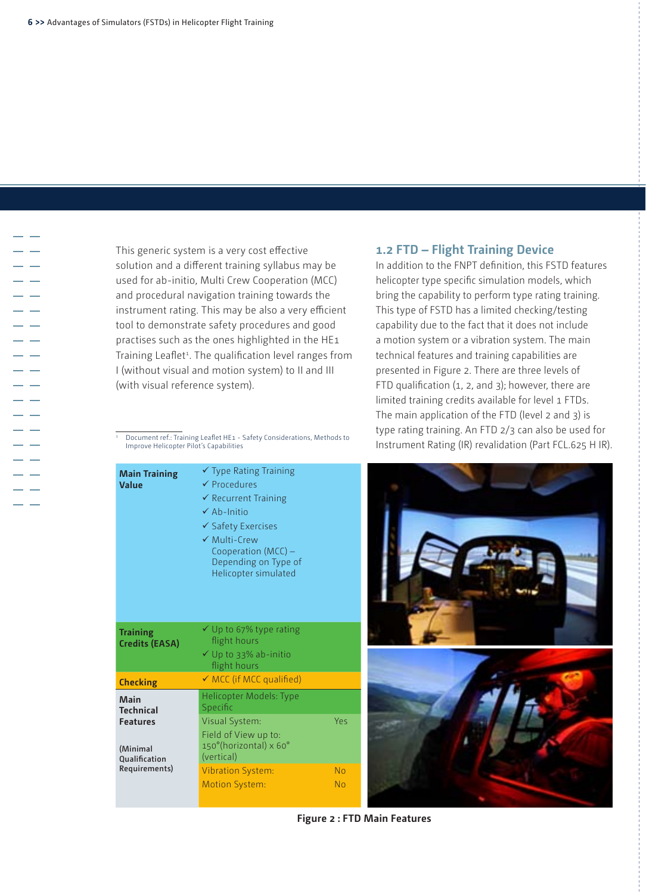This generic system is a very cost effective solution and a different training syllabus may be used for ab-initio, Multi Crew Cooperation (MCC) and procedural navigation training towards the instrument rating. This may be also a very efficient tool to demonstrate safety procedures and good practises such as the ones highlighted in the HE1 Training Leaflet[1]. The qualification level ranges from I (without visual and motion system) to II and III (with visual reference system).

[1] Document ref.: Training Leaflet HE1 - Safety Considerations, Methods to Improve Helicopter Pilot's Capabilities

## 1.2 FTD – Flight Training Device

In addition to the FNPT definition, this FSTD features helicopter type specific simulation models, which bring the capability to perform type rating training. This type of FSTD has a limited checking/testing capability due to the fact that it does not include a motion system or a vibration system. The main technical features and training capabilities are presented in Figure 2. There are three levels of FTD qualification (1, 2, and 3); however, there are limited training credits available for level 1 FTDs. The main application of the FTD (level 2 and 3) is type rating training. An FTD 2/3 can also be used for Instrument Rating (IR) revalidation (Part FCL.625 H IR).

| | | |
|---|---|---|
| **Main Training Value** | ✓ Type Rating Training<br>✓ Procedures<br>✓ Recurrent Training<br>✓ Ab-Initio<br>✓ Safety Exercises<br>✓ Multi-Crew Cooperation (MCC) – Depending on Type of Helicopter simulated | |
| **Training Credits (EASA)** | ✓ Up to 67% type rating flight hours<br>✓ Up to 33% ab-initio flight hours | |
| **Checking** | ✓ MCC (if MCC qualified) | |
| **Main Technical Features**<br><br>**(Minimal Qualification Requirements)** | Helicopter Models: Type Specific | |
| | Visual System:<br>Field of View up to: 150°(horizontal) x 60° (vertical) | Yes |
| | Vibration System: | No |
| | Motion System: | No |

**Figure 2 : FTD Main Features**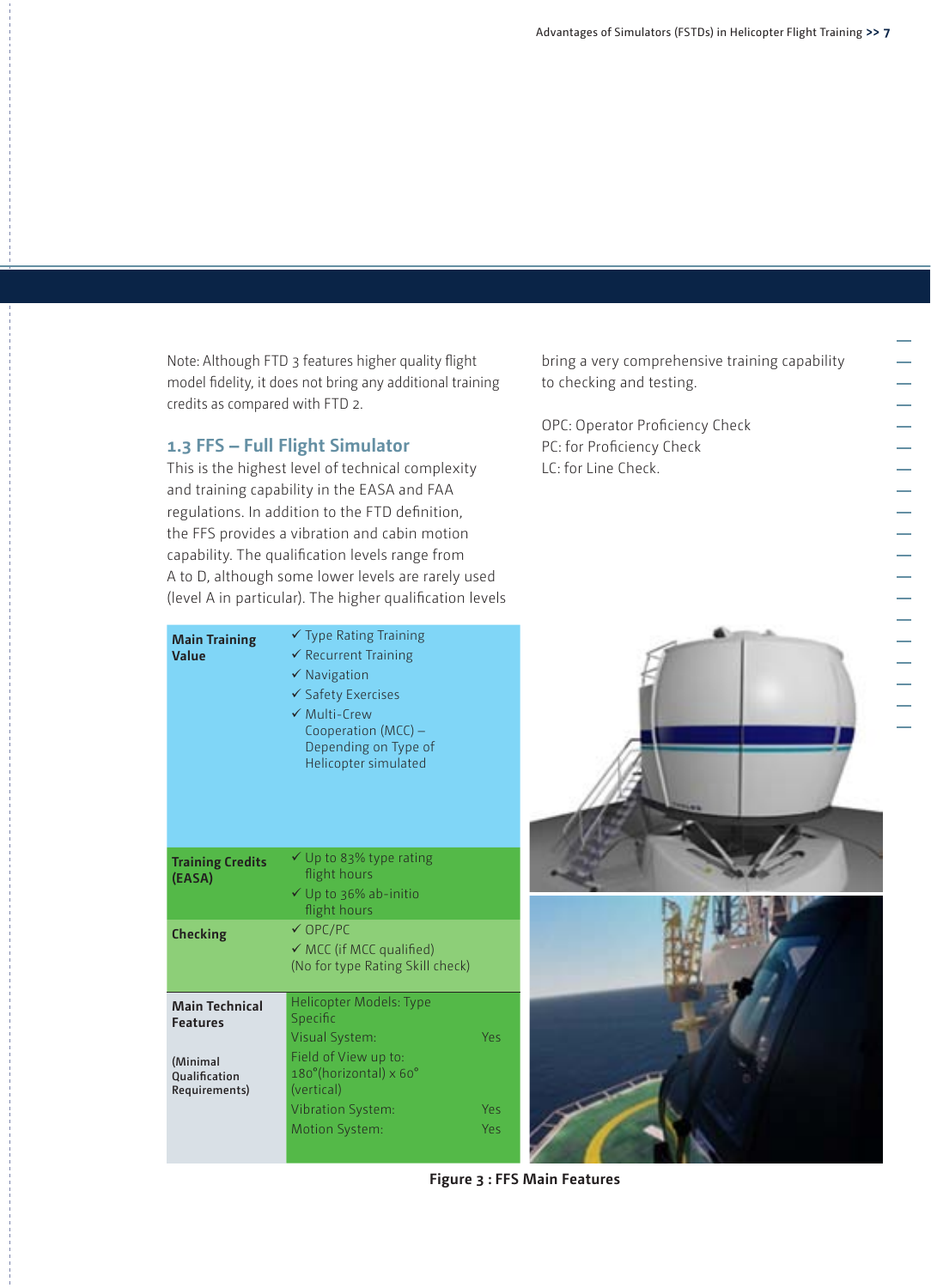Note: Although FTD 3 features higher quality flight model fidelity, it does not bring any additional training credits as compared with FTD 2.

### 1.3 FFS – Full Flight Simulator

This is the highest level of technical complexity and training capability in the EASA and FAA regulations. In addition to the FTD definition, the FFS provides a vibration and cabin motion capability. The qualification levels range from A to D, although some lower levels are rarely used (level A in particular). The higher qualification levels bring a very comprehensive training capability to checking and testing.

OPC: Operator Proficiency Check
PC: for Proficiency Check
LC: for Line Check.

| | | |
|---|---|---|
| **Main Training Value** | ✓ Type Rating Training<br>✓ Recurrent Training<br>✓ Navigation<br>✓ Safety Exercises<br>✓ Multi-Crew Cooperation (MCC) – Depending on Type of Helicopter simulated | |
| **Training Credits (EASA)** | ✓ Up to 83% type rating flight hours<br>✓ Up to 36% ab-initio flight hours | |
| **Checking** | ✓ OPC/PC<br>✓ MCC (if MCC qualified)<br>(No for type Rating Skill check) | |
| **Main Technical Features**<br><br>(Minimal Qualification Requirements) | Helicopter Models: Type Specific | |
| | Visual System: | Yes |
| | Field of View up to: 180°(horizontal) x 60° (vertical) | |
| | Vibration System: | Yes |
| | Motion System: | Yes |

**Figure 3 : FFS Main Features**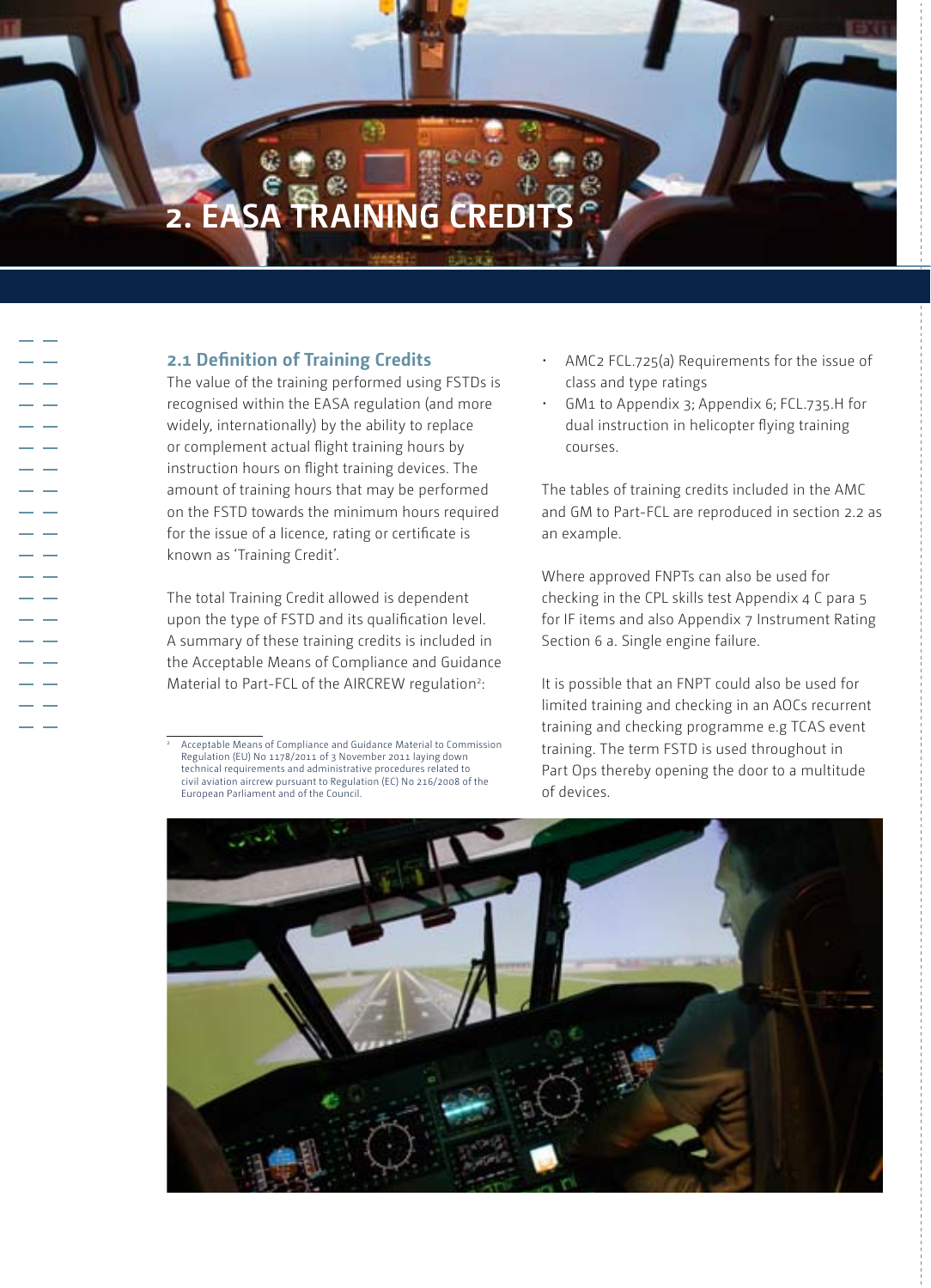# 2. EASA TRAINING CREDITS

## 2.1 Definition of Training Credits

The value of the training performed using FSTDs is recognised within the EASA regulation (and more widely, internationally) by the ability to replace or complement actual flight training hours by instruction hours on flight training devices. The amount of training hours that may be performed on the FSTD towards the minimum hours required for the issue of a licence, rating or certificate is known as 'Training Credit'.

The total Training Credit allowed is dependent upon the type of FSTD and its qualification level. A summary of these training credits is included in the Acceptable Means of Compliance and Guidance Material to Part-FCL of the AIRCREW regulation[2]:

- AMC2 FCL.725(a) Requirements for the issue of class and type ratings
- GM1 to Appendix 3; Appendix 6; FCL.735.H for dual instruction in helicopter flying training courses.

The tables of training credits included in the AMC and GM to Part-FCL are reproduced in section 2.2 as an example.

Where approved FNPTs can also be used for checking in the CPL skills test Appendix 4 C para 5 for IF items and also Appendix 7 Instrument Rating Section 6 a. Single engine failure.

It is possible that an FNPT could also be used for limited training and checking in an AOCs recurrent training and checking programme e.g TCAS event training. The term FSTD is used throughout in Part Ops thereby opening the door to a multitude of devices.

[2] Acceptable Means of Compliance and Guidance Material to Commission Regulation (EU) No 1178/2011 of 3 November 2011 laying down technical requirements and administrative procedures related to civil aviation aircrew pursuant to Regulation (EC) No 216/2008 of the European Parliament and of the Council.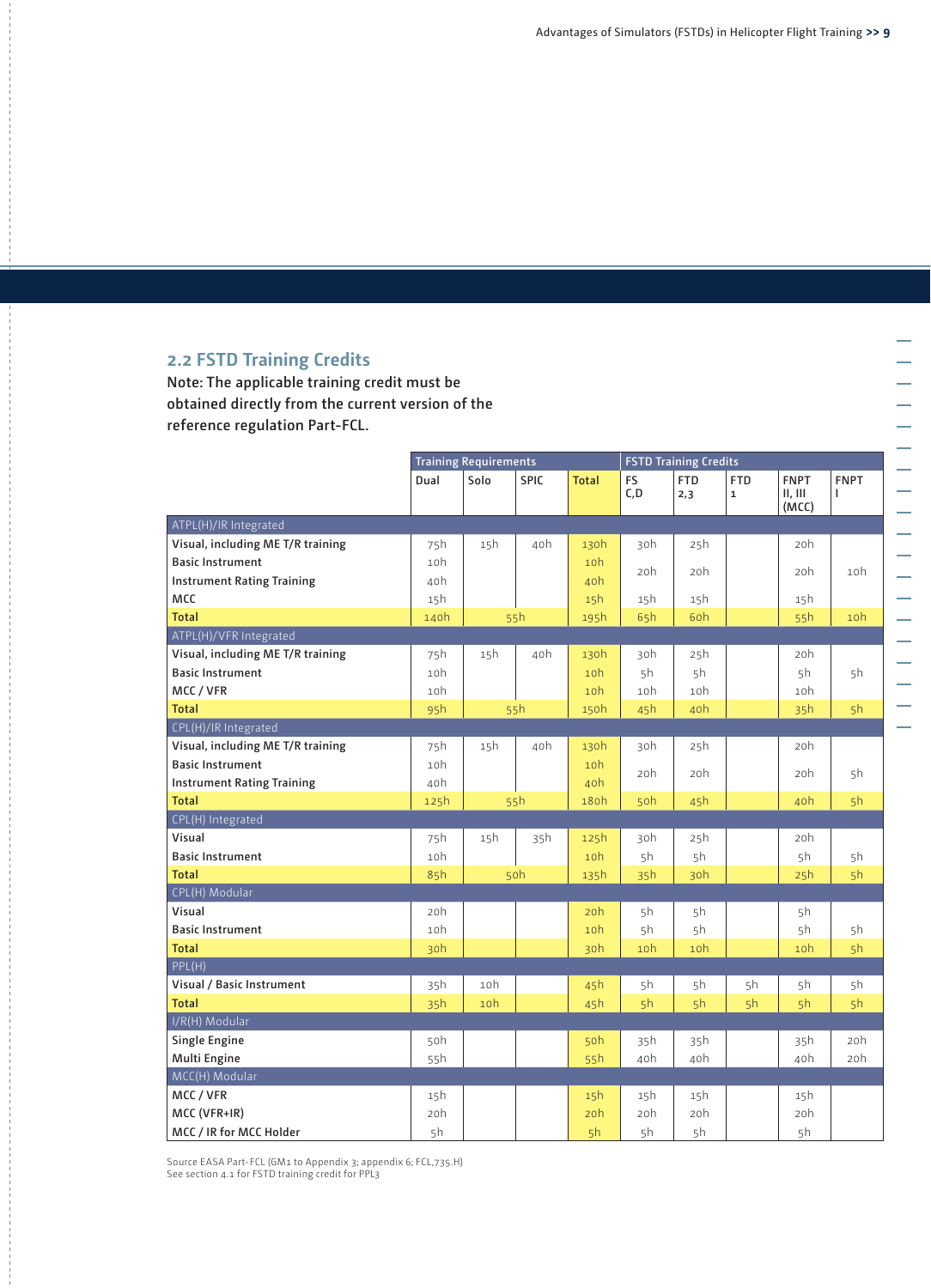## 2.2 FSTD Training Credits

**Note: The applicable training credit must be obtained directly from the current version of the reference regulation Part-FCL.**

| | Training Requirements | | | | FSTD Training Credits | | | | |
|---|---|---|---|---|---|---|---|---|---|
| | Dual | Solo | SPIC | Total | FS C,D | FTD 2,3 | FTD 1 | FNPT II, III (MCC) | FNPT I |
| ATPL(H)/IR Integrated | | | | | | | | | |
| Visual, including ME T/R training | 75h | 15h | 40h | 130h | 30h | 25h | | 20h | |
| Basic Instrument | 10h | | | 10h | 20h | 20h | | 20h | 10h |
| Instrument Rating Training | 40h | | | 40h | | | | | |
| MCC | 15h | | | 15h | 15h | 15h | | 15h | |
| **Total** | 140h | 55h | | 195h | 65h | 60h | | 55h | 10h |
| ATPL(H)/VFR Integrated | | | | | | | | | |
| Visual, including ME T/R training | 75h | 15h | 40h | 130h | 30h | 25h | | 20h | |
| Basic Instrument | 10h | | | 10h | 5h | 5h | | 5h | 5h |
| MCC / VFR | 10h | | | 10h | 10h | 10h | | 10h | |
| **Total** | 95h | 55h | | 150h | 45h | 40h | | 35h | 5h |
| CPL(H)/IR Integrated | | | | | | | | | |
| Visual, including ME T/R training | 75h | 15h | 40h | 130h | 30h | 25h | | 20h | |
| Basic Instrument | 10h | | | 10h | 20h | 20h | | 20h | 5h |
| Instrument Rating Training | 40h | | | 40h | | | | | |
| **Total** | 125h | 55h | | 180h | 50h | 45h | | 40h | 5h |
| CPL(H) Integrated | | | | | | | | | |
| Visual | 75h | 15h | 35h | 125h | 30h | 25h | | 20h | |
| Basic Instrument | 10h | | | 10h | 5h | 5h | | 5h | 5h |
| **Total** | 85h | 50h | | 135h | 35h | 30h | | 25h | 5h |
| CPL(H) Modular | | | | | | | | | |
| Visual | 20h | | | 20h | 5h | 5h | | 5h | |
| Basic Instrument | 10h | | | 10h | 5h | 5h | | 5h | 5h |
| **Total** | 30h | | | 30h | 10h | 10h | | 10h | 5h |
| PPL(H) | | | | | | | | | |
| Visual / Basic Instrument | 35h | 10h | | 45h | 5h | 5h | 5h | 5h | 5h |
| **Total** | 35h | 10h | | 45h | 5h | 5h | 5h | 5h | 5h |
| I/R(H) Modular | | | | | | | | | |
| Single Engine | 50h | | | 50h | 35h | 35h | | 35h | 20h |
| Multi Engine | 55h | | | 55h | 40h | 40h | | 40h | 20h |
| MCC(H) Modular | | | | | | | | | |
| MCC / VFR | 15h | | | 15h | 15h | 15h | | 15h | |
| MCC (VFR+IR) | 20h | | | 20h | 20h | 20h | | 20h | |
| MCC / IR for MCC Holder | 5h | | | 5h | 5h | 5h | | 5h | |

Source EASA Part-FCL (GM1 to Appendix 3; appendix 6; FCL,735.H)
See section 4.1 for FSTD training credit for PPL3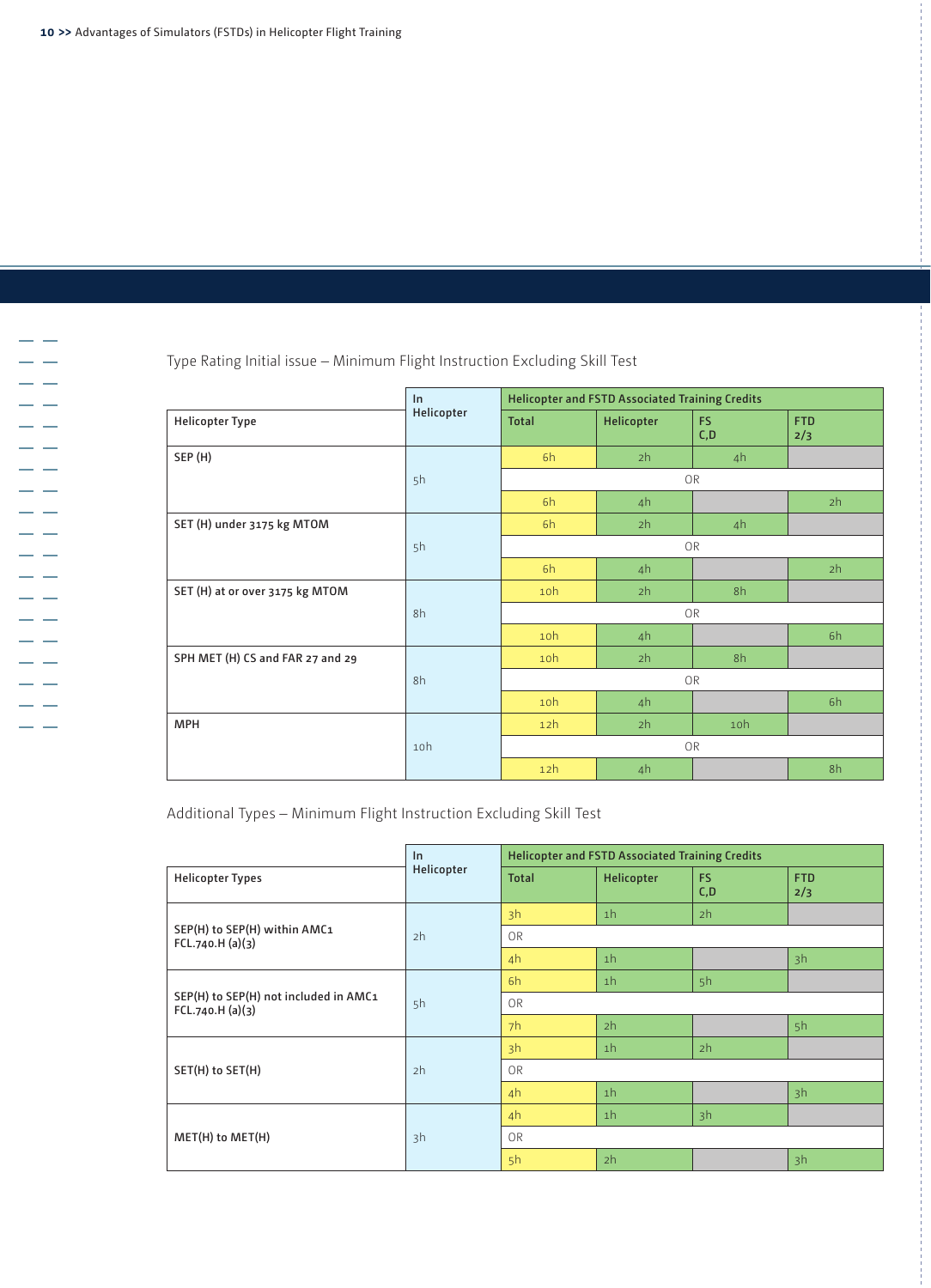Type Rating Initial issue – Minimum Flight Instruction Excluding Skill Test

| Helicopter Type | In Helicopter | Helicopter and FSTD Associated Training Credits | | | |
|---|---|---|---|---|---|
| | | Total | Helicopter | FS C,D | FTD 2/3 |
| SEP (H) | 5h | 6h | 2h | 4h | |
| | | OR | | | |
| | | 6h | 4h | | 2h |
| SET (H) under 3175 kg MTOM | 5h | 6h | 2h | 4h | |
| | | OR | | | |
| | | 6h | 4h | | 2h |
| SET (H) at or over 3175 kg MTOM | 8h | 10h | 2h | 8h | |
| | | OR | | | |
| | | 10h | 4h | | 6h |
| SPH MET (H) CS and FAR 27 and 29 | 8h | 10h | 2h | 8h | |
| | | OR | | | |
| | | 10h | 4h | | 6h |
| MPH | 10h | 12h | 2h | 10h | |
| | | OR | | | |
| | | 12h | 4h | | 8h |

Additional Types – Minimum Flight Instruction Excluding Skill Test

| Helicopter Types | In Helicopter | Helicopter and FSTD Associated Training Credits | | | |
|---|---|---|---|---|---|
| | | Total | Helicopter | FS C,D | FTD 2/3 |
| SEP(H) to SEP(H) within AMC1 FCL.740.H (a)(3) | 2h | 3h | 1h | 2h | |
| | | OR | | | |
| | | 4h | 1h | | 3h |
| SEP(H) to SEP(H) not included in AMC1 FCL.740.H (a)(3) | 5h | 6h | 1h | 5h | |
| | | OR | | | |
| | | 7h | 2h | | 5h |
| SET(H) to SET(H) | 2h | 3h | 1h | 2h | |
| | | OR | | | |
| | | 4h | 1h | | 3h |
| MET(H) to MET(H) | 3h | 4h | 1h | 3h | |
| | | OR | | | |
| | | 5h | 2h | | 3h |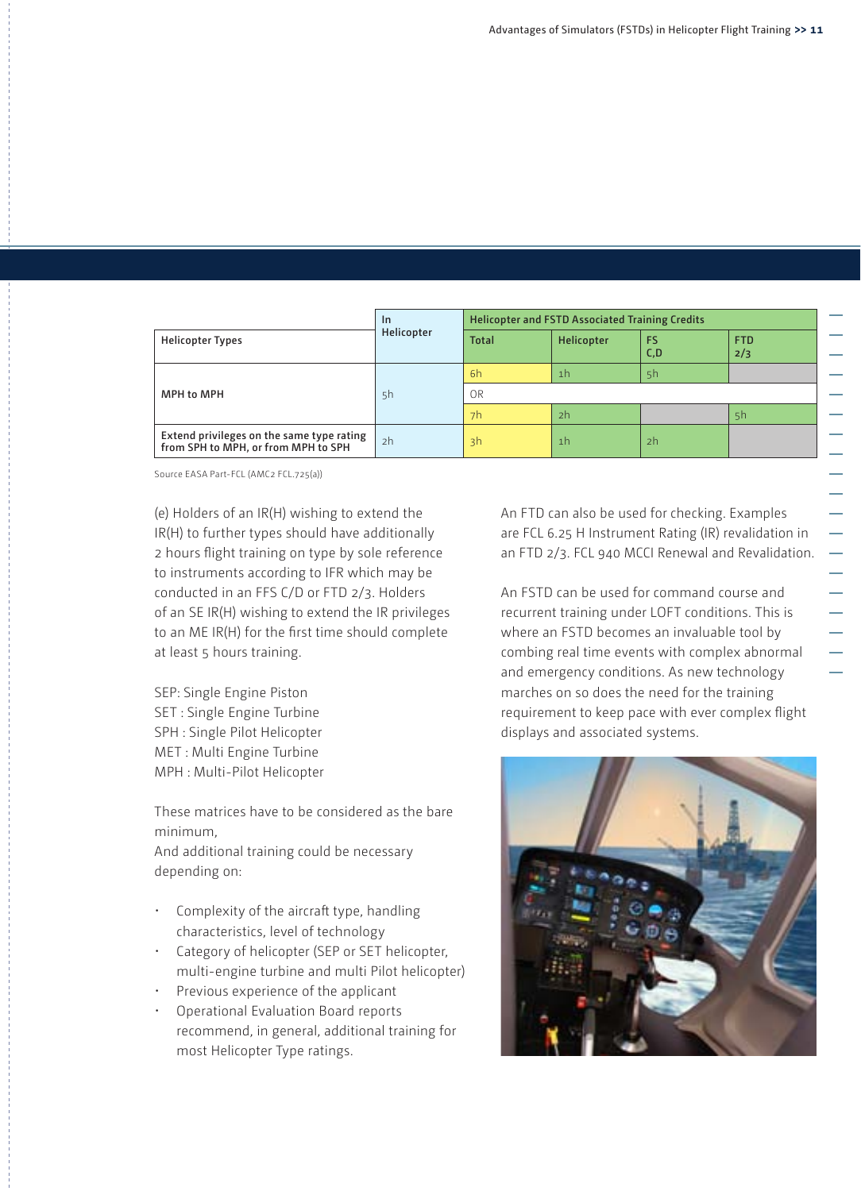| Helicopter Types | In Helicopter | Helicopter and FSTD Associated Training Credits | | | |
|---|---|---|---|---|---|
| | | Total | Helicopter | FS C,D | FTD 2/3 |
| MPH to MPH | 5h | 6h | 1h | 5h | |
| | | OR | | | |
| | | 7h | 2h | | 5h |
| Extend privileges on the same type rating from SPH to MPH, or from MPH to SPH | 2h | 3h | 1h | 2h | |

Source EASA Part-FCL (AMC2 FCL.725(a))

(e) Holders of an IR(H) wishing to extend the IR(H) to further types should have additionally 2 hours flight training on type by sole reference to instruments according to IFR which may be conducted in an FFS C/D or FTD 2/3. Holders of an SE IR(H) wishing to extend the IR privileges to an ME IR(H) for the first time should complete at least 5 hours training.

SEP: Single Engine Piston
SET : Single Engine Turbine
SPH : Single Pilot Helicopter
MET : Multi Engine Turbine
MPH : Multi-Pilot Helicopter

These matrices have to be considered as the bare minimum,
And additional training could be necessary depending on:

- Complexity of the aircraft type, handling characteristics, level of technology
- Category of helicopter (SEP or SET helicopter, multi-engine turbine and multi Pilot helicopter)
- Previous experience of the applicant
- Operational Evaluation Board reports recommend, in general, additional training for most Helicopter Type ratings.

An FTD can also be used for checking. Examples are FCL 6.25 H Instrument Rating (IR) revalidation in an FTD 2/3. FCL 940 MCCI Renewal and Revalidation.

An FSTD can be used for command course and recurrent training under LOFT conditions. This is where an FSTD becomes an invaluable tool by combing real time events with complex abnormal and emergency conditions. As new technology marches on so does the need for the training requirement to keep pace with ever complex flight displays and associated systems.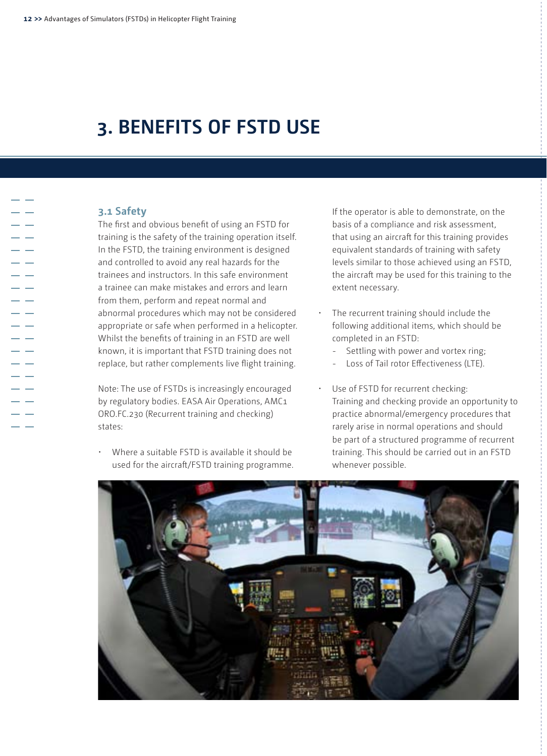# 3. BENEFITS OF FSTD USE

## 3.1 Safety

The first and obvious benefit of using an FSTD for training is the safety of the training operation itself. In the FSTD, the training environment is designed and controlled to avoid any real hazards for the trainees and instructors. In this safe environment a trainee can make mistakes and errors and learn from them, perform and repeat normal and abnormal procedures which may not be considered appropriate or safe when performed in a helicopter. Whilst the benefits of training in an FSTD are well known, it is important that FSTD training does not replace, but rather complements live flight training.

Note: The use of FSTDs is increasingly encouraged by regulatory bodies. EASA Air Operations, AMC1 ORO.FC.230 (Recurrent training and checking) states:

- Where a suitable FSTD is available it should be used for the aircraft/FSTD training programme.

  If the operator is able to demonstrate, on the basis of a compliance and risk assessment, that using an aircraft for this training provides equivalent standards of training with safety levels similar to those achieved using an FSTD, the aircraft may be used for this training to the extent necessary.

- The recurrent training should include the following additional items, which should be completed in an FSTD:
  - Settling with power and vortex ring;
  - Loss of Tail rotor Effectiveness (LTE).

- Use of FSTD for recurrent checking:
  Training and checking provide an opportunity to practice abnormal/emergency procedures that rarely arise in normal operations and should be part of a structured programme of recurrent training. This should be carried out in an FSTD whenever possible.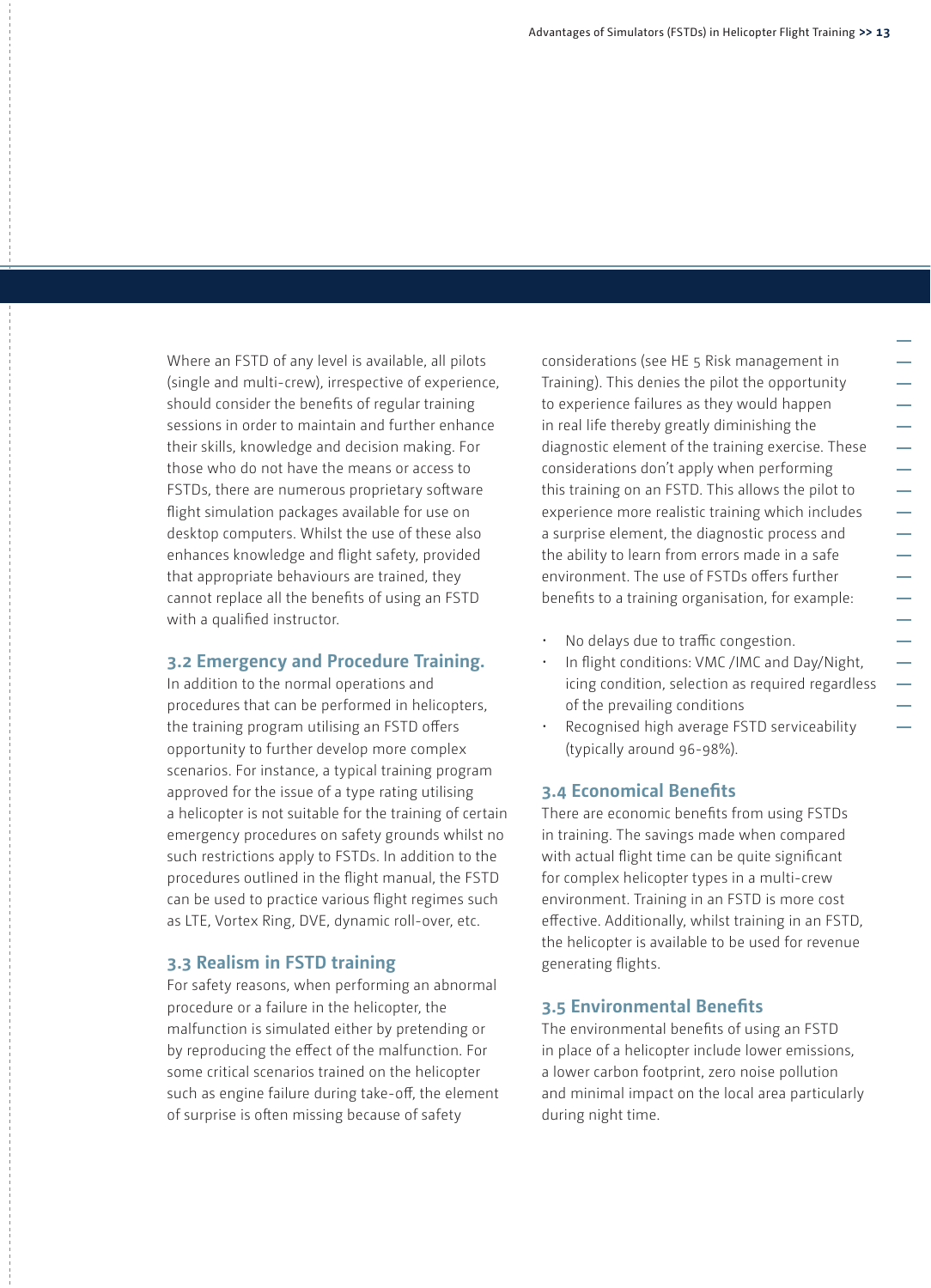Where an FSTD of any level is available, all pilots (single and multi-crew), irrespective of experience, should consider the benefits of regular training sessions in order to maintain and further enhance their skills, knowledge and decision making. For those who do not have the means or access to FSTDs, there are numerous proprietary software flight simulation packages available for use on desktop computers. Whilst the use of these also enhances knowledge and flight safety, provided that appropriate behaviours are trained, they cannot replace all the benefits of using an FSTD with a qualified instructor.

### 3.2 Emergency and Procedure Training.

In addition to the normal operations and procedures that can be performed in helicopters, the training program utilising an FSTD offers opportunity to further develop more complex scenarios. For instance, a typical training program approved for the issue of a type rating utilising a helicopter is not suitable for the training of certain emergency procedures on safety grounds whilst no such restrictions apply to FSTDs. In addition to the procedures outlined in the flight manual, the FSTD can be used to practice various flight regimes such as LTE, Vortex Ring, DVE, dynamic roll-over, etc.

### 3.3 Realism in FSTD training

For safety reasons, when performing an abnormal procedure or a failure in the helicopter, the malfunction is simulated either by pretending or by reproducing the effect of the malfunction. For some critical scenarios trained on the helicopter such as engine failure during take-off, the element of surprise is often missing because of safety considerations (see HE 5 Risk management in Training). This denies the pilot the opportunity to experience failures as they would happen in real life thereby greatly diminishing the diagnostic element of the training exercise. These considerations don't apply when performing this training on an FSTD. This allows the pilot to experience more realistic training which includes a surprise element, the diagnostic process and the ability to learn from errors made in a safe environment. The use of FSTDs offers further benefits to a training organisation, for example:

- No delays due to traffic congestion.
- In flight conditions: VMC /IMC and Day/Night, icing condition, selection as required regardless of the prevailing conditions
- Recognised high average FSTD serviceability (typically around 96-98%).

### 3.4 Economical Benefits

There are economic benefits from using FSTDs in training. The savings made when compared with actual flight time can be quite significant for complex helicopter types in a multi-crew environment. Training in an FSTD is more cost effective. Additionally, whilst training in an FSTD, the helicopter is available to be used for revenue generating flights.

### 3.5 Environmental Benefits

The environmental benefits of using an FSTD in place of a helicopter include lower emissions, a lower carbon footprint, zero noise pollution and minimal impact on the local area particularly during night time.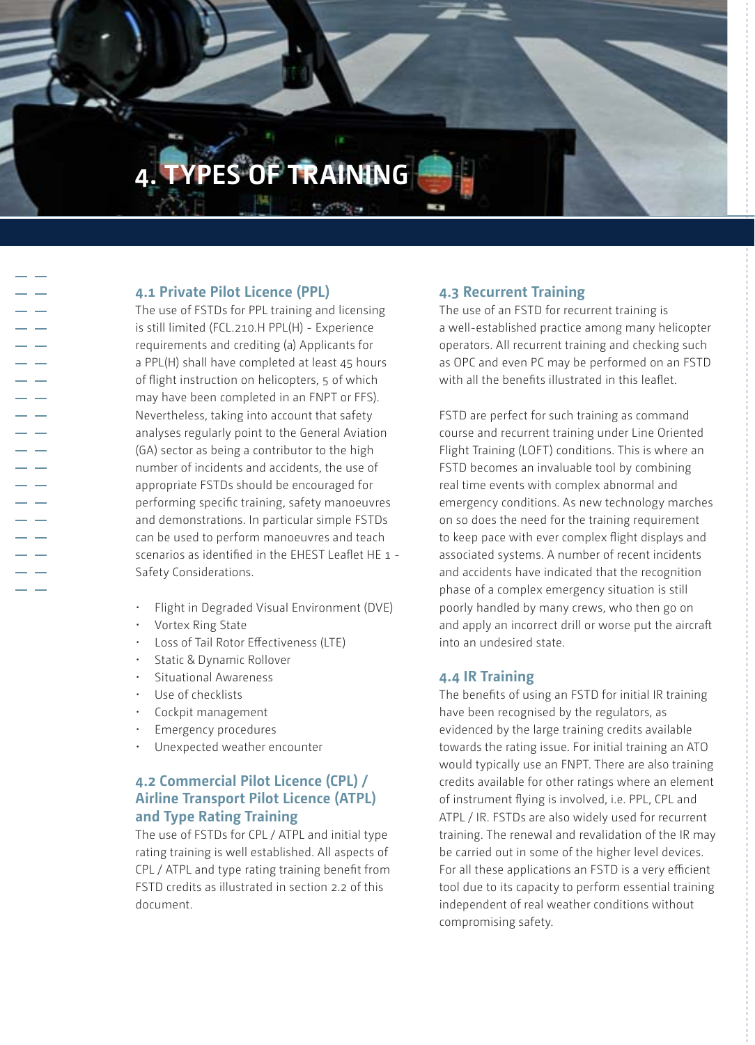# 4. TYPES OF TRAINING

## 4.1 Private Pilot Licence (PPL)

The use of FSTDs for PPL training and licensing is still limited (FCL.210.H PPL(H) - Experience requirements and crediting (a) Applicants for a PPL(H) shall have completed at least 45 hours of flight instruction on helicopters, 5 of which may have been completed in an FNPT or FFS). Nevertheless, taking into account that safety analyses regularly point to the General Aviation (GA) sector as being a contributor to the high number of incidents and accidents, the use of appropriate FSTDs should be encouraged for performing specific training, safety manoeuvres and demonstrations. In particular simple FSTDs can be used to perform manoeuvres and teach scenarios as identified in the EHEST Leaflet HE 1 - Safety Considerations.

- Flight in Degraded Visual Environment (DVE)
- Vortex Ring State
- Loss of Tail Rotor Effectiveness (LTE)
- Static & Dynamic Rollover
- Situational Awareness
- Use of checklists
- Cockpit management
- Emergency procedures
- Unexpected weather encounter

## 4.2 Commercial Pilot Licence (CPL) / Airline Transport Pilot Licence (ATPL) and Type Rating Training

The use of FSTDs for CPL / ATPL and initial type rating training is well established. All aspects of CPL / ATPL and type rating training benefit from FSTD credits as illustrated in section 2.2 of this document.

## 4.3 Recurrent Training

The use of an FSTD for recurrent training is a well-established practice among many helicopter operators. All recurrent training and checking such as OPC and even PC may be performed on an FSTD with all the benefits illustrated in this leaflet.

FSTD are perfect for such training as command course and recurrent training under Line Oriented Flight Training (LOFT) conditions. This is where an FSTD becomes an invaluable tool by combining real time events with complex abnormal and emergency conditions. As new technology marches on so does the need for the training requirement to keep pace with ever complex flight displays and associated systems. A number of recent incidents and accidents have indicated that the recognition phase of a complex emergency situation is still poorly handled by many crews, who then go on and apply an incorrect drill or worse put the aircraft into an undesired state.

## 4.4 IR Training

The benefits of using an FSTD for initial IR training have been recognised by the regulators, as evidenced by the large training credits available towards the rating issue. For initial training an ATO would typically use an FNPT. There are also training credits available for other ratings where an element of instrument flying is involved, i.e. PPL, CPL and ATPL / IR. FSTDs are also widely used for recurrent training. The renewal and revalidation of the IR may be carried out in some of the higher level devices. For all these applications an FSTD is a very efficient tool due to its capacity to perform essential training independent of real weather conditions without compromising safety.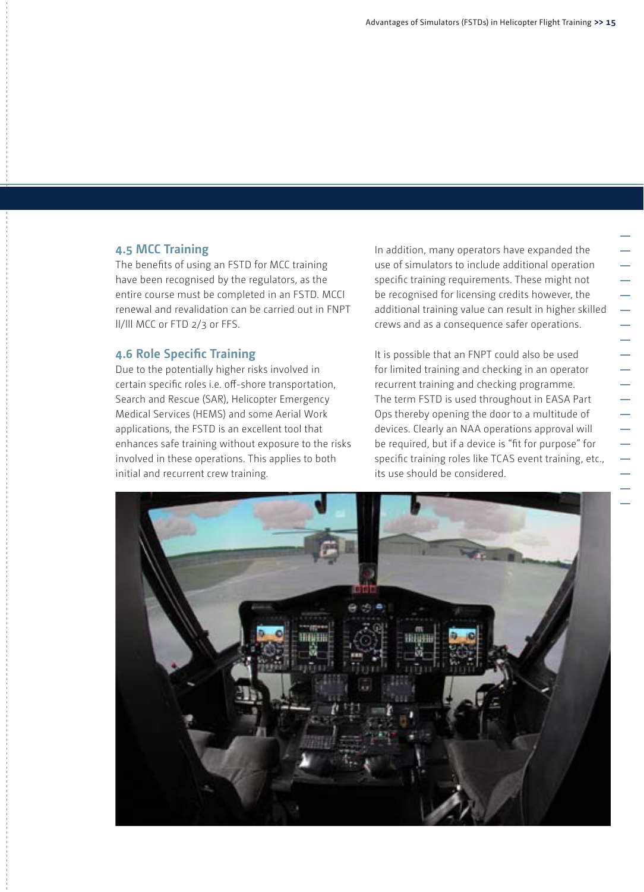### 4.5 MCC Training

The benefits of using an FSTD for MCC training have been recognised by the regulators, as the entire course must be completed in an FSTD. MCCI renewal and revalidation can be carried out in FNPT II/III MCC or FTD 2/3 or FFS.

### 4.6 Role Specific Training

Due to the potentially higher risks involved in certain specific roles i.e. off-shore transportation, Search and Rescue (SAR), Helicopter Emergency Medical Services (HEMS) and some Aerial Work applications, the FSTD is an excellent tool that enhances safe training without exposure to the risks involved in these operations. This applies to both initial and recurrent crew training.

In addition, many operators have expanded the use of simulators to include additional operation specific training requirements. These might not be recognised for licensing credits however, the additional training value can result in higher skilled crews and as a consequence safer operations.

It is possible that an FNPT could also be used for limited training and checking in an operator recurrent training and checking programme. The term FSTD is used throughout in EASA Part Ops thereby opening the door to a multitude of devices. Clearly an NAA operations approval will be required, but if a device is "fit for purpose" for specific training roles like TCAS event training, etc., its use should be considered.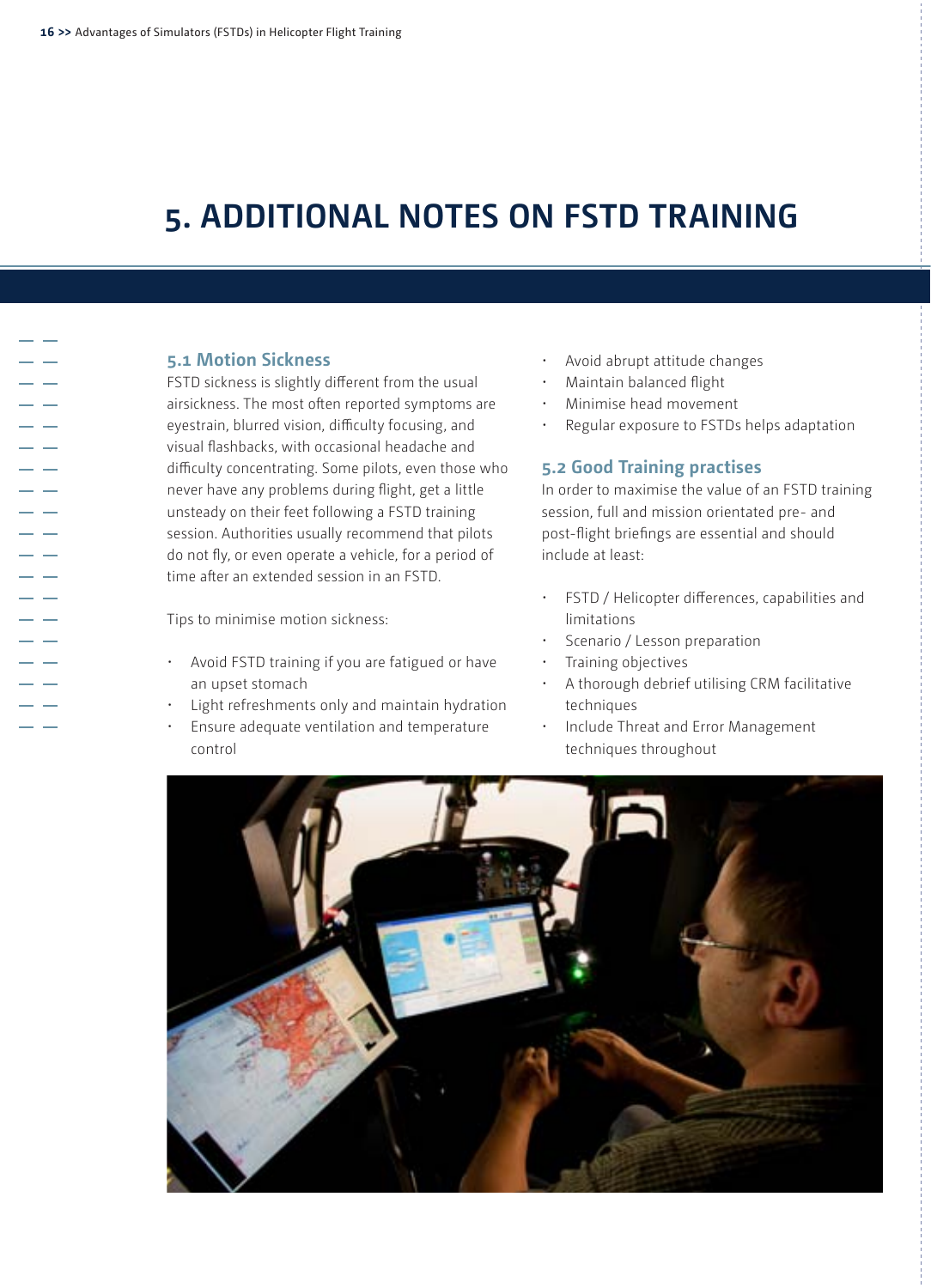# 5. ADDITIONAL NOTES ON FSTD TRAINING

## 5.1 Motion Sickness

FSTD sickness is slightly different from the usual airsickness. The most often reported symptoms are eyestrain, blurred vision, difficulty focusing, and visual flashbacks, with occasional headache and difficulty concentrating. Some pilots, even those who never have any problems during flight, get a little unsteady on their feet following a FSTD training session. Authorities usually recommend that pilots do not fly, or even operate a vehicle, for a period of time after an extended session in an FSTD.

Tips to minimise motion sickness:

- Avoid FSTD training if you are fatigued or have an upset stomach
- Light refreshments only and maintain hydration
- Ensure adequate ventilation and temperature control
- Avoid abrupt attitude changes
- Maintain balanced flight
- Minimise head movement
- Regular exposure to FSTDs helps adaptation

## 5.2 Good Training practises

In order to maximise the value of an FSTD training session, full and mission orientated pre- and post-flight briefings are essential and should include at least:

- FSTD / Helicopter differences, capabilities and limitations
- Scenario / Lesson preparation
- Training objectives
- A thorough debrief utilising CRM facilitative techniques
- Include Threat and Error Management techniques throughout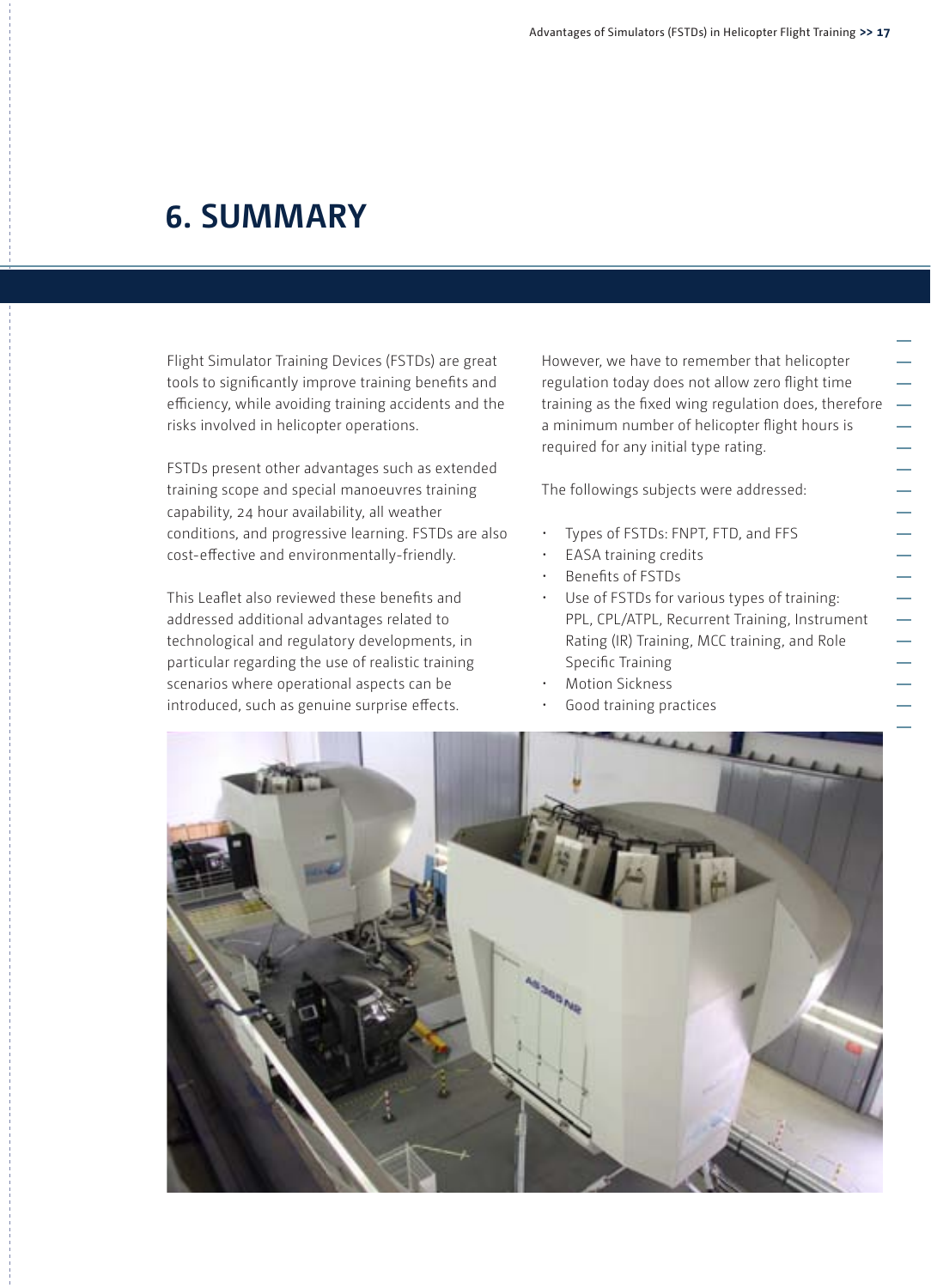# 6. SUMMARY

Flight Simulator Training Devices (FSTDs) are great tools to significantly improve training benefits and efficiency, while avoiding training accidents and the risks involved in helicopter operations.

FSTDs present other advantages such as extended training scope and special manoeuvres training capability, 24 hour availability, all weather conditions, and progressive learning. FSTDs are also cost-effective and environmentally-friendly.

This Leaflet also reviewed these benefits and addressed additional advantages related to technological and regulatory developments, in particular regarding the use of realistic training scenarios where operational aspects can be introduced, such as genuine surprise effects.

However, we have to remember that helicopter regulation today does not allow zero flight time training as the fixed wing regulation does, therefore a minimum number of helicopter flight hours is required for any initial type rating.

The followings subjects were addressed:

- Types of FSTDs: FNPT, FTD, and FFS
- EASA training credits
- Benefits of FSTDs
- Use of FSTDs for various types of training: PPL, CPL/ATPL, Recurrent Training, Instrument Rating (IR) Training, MCC training, and Role Specific Training
- Motion Sickness
- Good training practices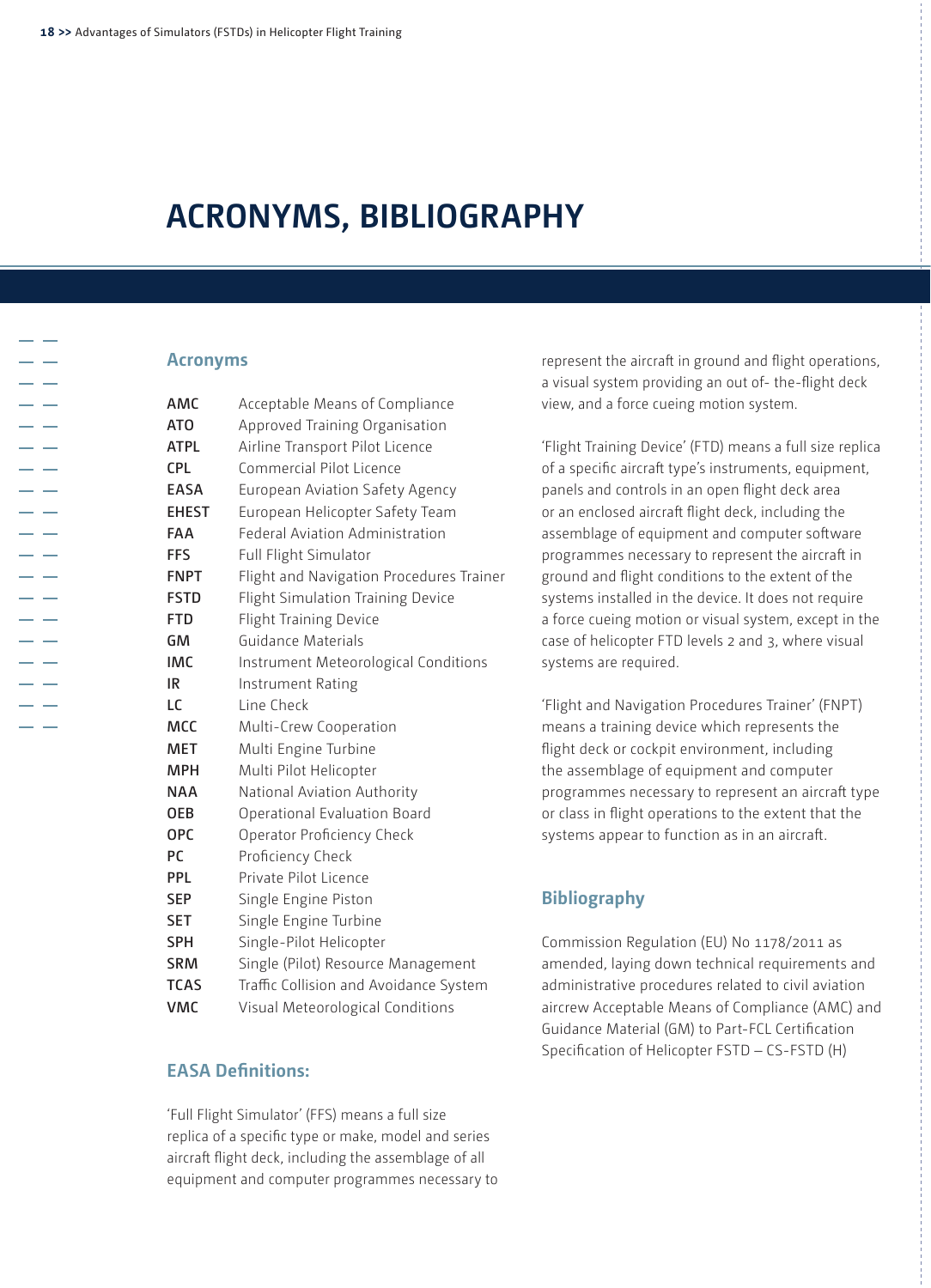# ACRONYMS, BIBLIOGRAPHY

## Acronyms

| | |
|---|---|
| **AMC** | Acceptable Means of Compliance |
| **ATO** | Approved Training Organisation |
| **ATPL** | Airline Transport Pilot Licence |
| **CPL** | Commercial Pilot Licence |
| **EASA** | European Aviation Safety Agency |
| **EHEST** | European Helicopter Safety Team |
| **FAA** | Federal Aviation Administration |
| **FFS** | Full Flight Simulator |
| **FNPT** | Flight and Navigation Procedures Trainer |
| **FSTD** | Flight Simulation Training Device |
| **FTD** | Flight Training Device |
| **GM** | Guidance Materials |
| **IMC** | Instrument Meteorological Conditions |
| **IR** | Instrument Rating |
| **LC** | Line Check |
| **MCC** | Multi-Crew Cooperation |
| **MET** | Multi Engine Turbine |
| **MPH** | Multi Pilot Helicopter |
| **NAA** | National Aviation Authority |
| **OEB** | Operational Evaluation Board |
| **OPC** | Operator Proficiency Check |
| **PC** | Proficiency Check |
| **PPL** | Private Pilot Licence |
| **SEP** | Single Engine Piston |
| **SET** | Single Engine Turbine |
| **SPH** | Single-Pilot Helicopter |
| **SRM** | Single (Pilot) Resource Management |
| **TCAS** | Traffic Collision and Avoidance System |
| **VMC** | Visual Meteorological Conditions |

## EASA Definitions:

'Full Flight Simulator' (FFS) means a full size replica of a specific type or make, model and series aircraft flight deck, including the assemblage of all equipment and computer programmes necessary to represent the aircraft in ground and flight operations, a visual system providing an out of- the-flight deck view, and a force cueing motion system.

'Flight Training Device' (FTD) means a full size replica of a specific aircraft type's instruments, equipment, panels and controls in an open flight deck area or an enclosed aircraft flight deck, including the assemblage of equipment and computer software programmes necessary to represent the aircraft in ground and flight conditions to the extent of the systems installed in the device. It does not require a force cueing motion or visual system, except in the case of helicopter FTD levels 2 and 3, where visual systems are required.

'Flight and Navigation Procedures Trainer' (FNPT) means a training device which represents the flight deck or cockpit environment, including the assemblage of equipment and computer programmes necessary to represent an aircraft type or class in flight operations to the extent that the systems appear to function as in an aircraft.

## Bibliography

Commission Regulation (EU) No 1178/2011 as amended, laying down technical requirements and administrative procedures related to civil aviation aircrew Acceptable Means of Compliance (AMC) and Guidance Material (GM) to Part-FCL Certification Specification of Helicopter FSTD – CS-FSTD (H)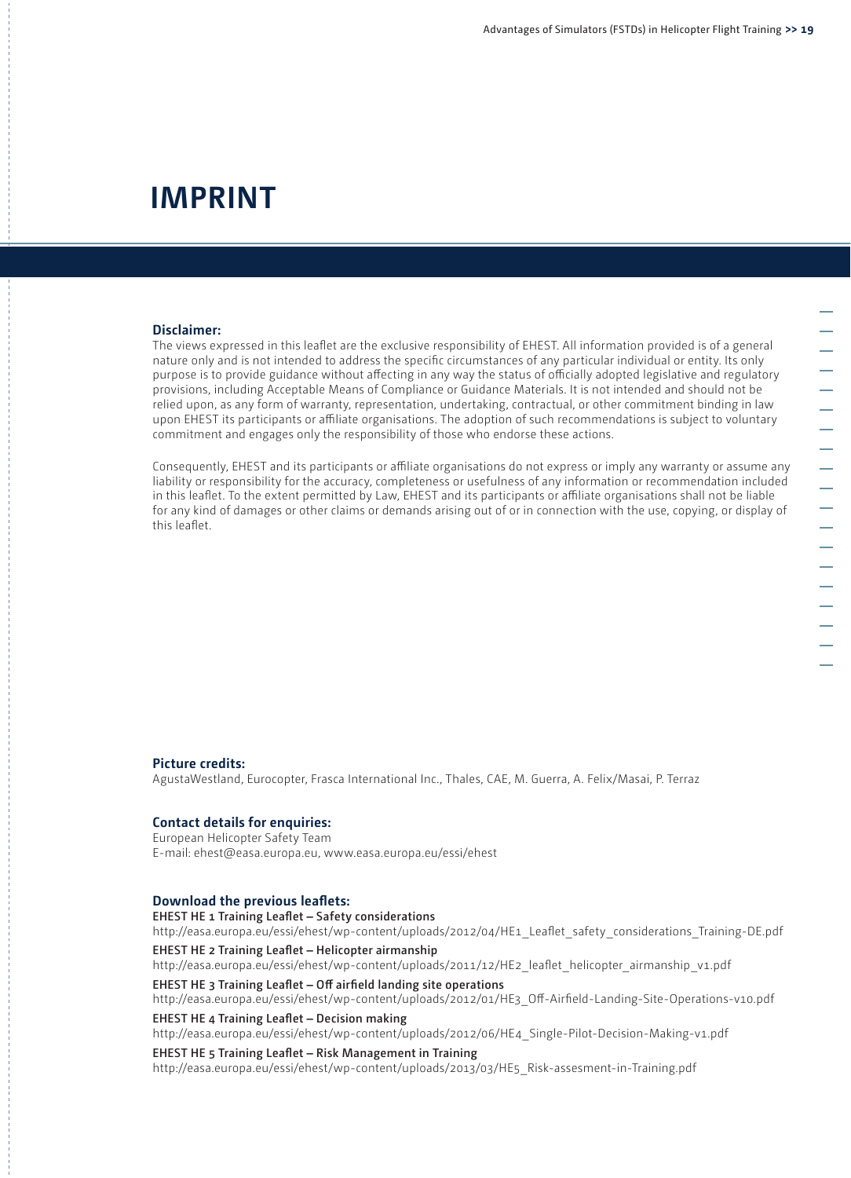# IMPRINT

**Disclaimer:**

The views expressed in this leaflet are the exclusive responsibility of EHEST. All information provided is of a general nature only and is not intended to address the specific circumstances of any particular individual or entity. Its only purpose is to provide guidance without affecting in any way the status of officially adopted legislative and regulatory provisions, including Acceptable Means of Compliance or Guidance Materials. It is not intended and should not be relied upon, as any form of warranty, representation, undertaking, contractual, or other commitment binding in law upon EHEST its participants or affiliate organisations. The adoption of such recommendations is subject to voluntary commitment and engages only the responsibility of those who endorse these actions.

Consequently, EHEST and its participants or affiliate organisations do not express or imply any warranty or assume any liability or responsibility for the accuracy, completeness or usefulness of any information or recommendation included in this leaflet. To the extent permitted by Law, EHEST and its participants or affiliate organisations shall not be liable for any kind of damages or other claims or demands arising out of or in connection with the use, copying, or display of this leaflet.

**Picture credits:**

AgustaWestland, Eurocopter, Frasca International Inc., Thales, CAE, M. Guerra, A. Felix/Masai, P. Terraz

**Contact details for enquiries:**

European Helicopter Safety Team
E-mail: ehest@easa.europa.eu, www.easa.europa.eu/essi/ehest

**Download the previous leaflets:**

EHEST HE 1 Training Leaflet – Safety considerations
http://easa.europa.eu/essi/ehest/wp-content/uploads/2012/04/HE1_Leaflet_safety_considerations_Training-DE.pdf

EHEST HE 2 Training Leaflet – Helicopter airmanship
http://easa.europa.eu/essi/ehest/wp-content/uploads/2011/12/HE2_leaflet_helicopter_airmanship_v1.pdf

EHEST HE 3 Training Leaflet – Off airfield landing site operations
http://easa.europa.eu/essi/ehest/wp-content/uploads/2012/01/HE3_Off-Airfield-Landing-Site-Operations-v10.pdf

EHEST HE 4 Training Leaflet – Decision making
http://easa.europa.eu/essi/ehest/wp-content/uploads/2012/06/HE4_Single-Pilot-Decision-Making-v1.pdf

EHEST HE 5 Training Leaflet – Risk Management in Training
http://easa.europa.eu/essi/ehest/wp-content/uploads/2013/03/HE5_Risk-assesment-in-Training.pdf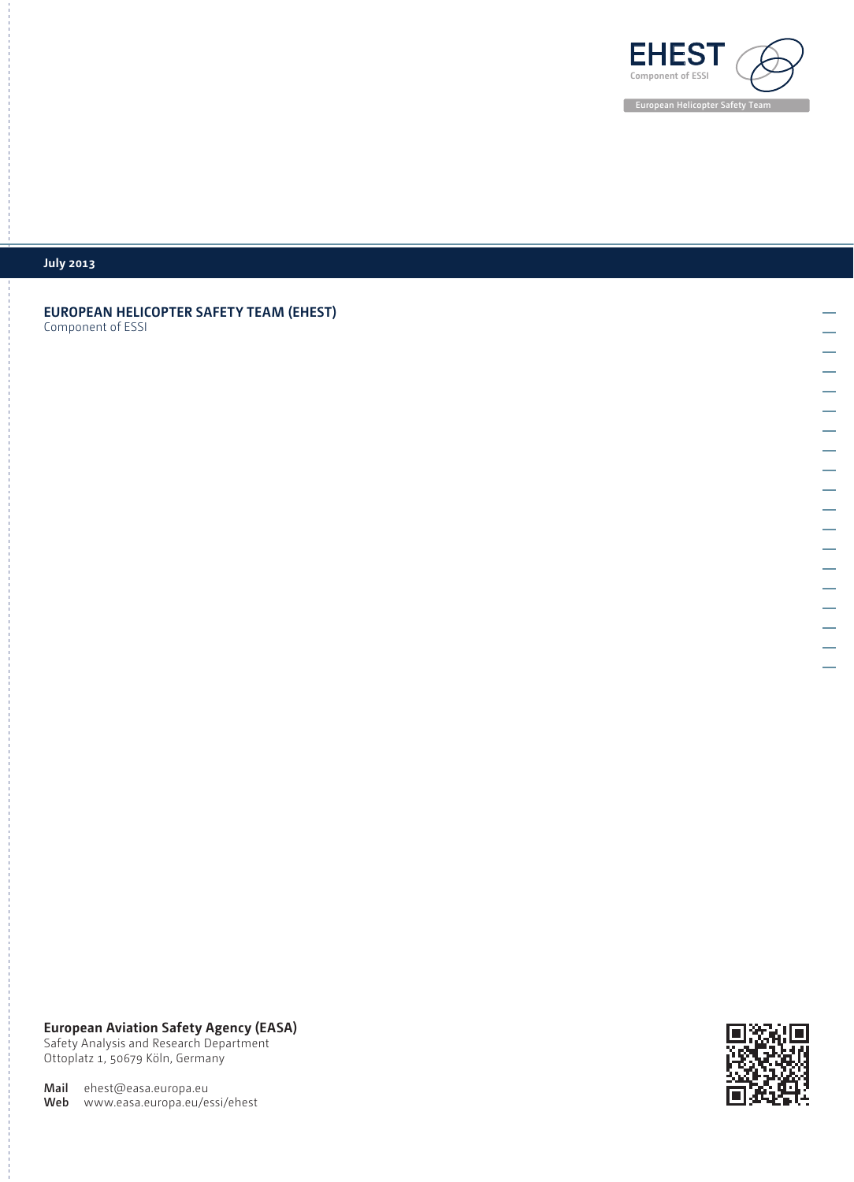EHEST

Component of ESSI

European Helicopter Safety Team

July 2013

**EUROPEAN HELICOPTER SAFETY TEAM (EHEST)**
Component of ESSI

**European Aviation Safety Agency (EASA)**
Safety Analysis and Research Department
Ottoplatz 1, 50679 Köln, Germany

**Mail** ehest@easa.europa.eu
**Web** www.easa.europa.eu/essi/ehest